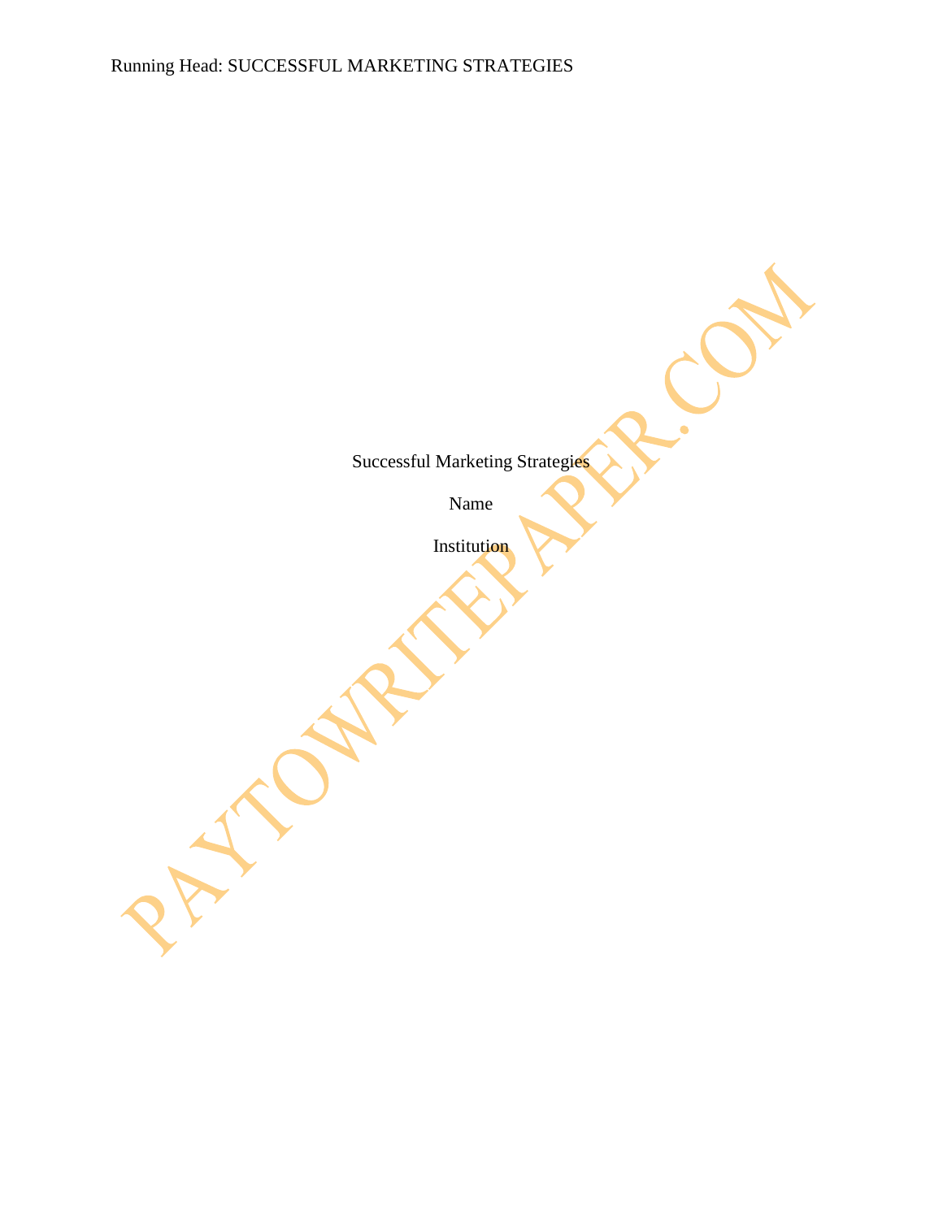Successful Marketing Strategies

Name

Institution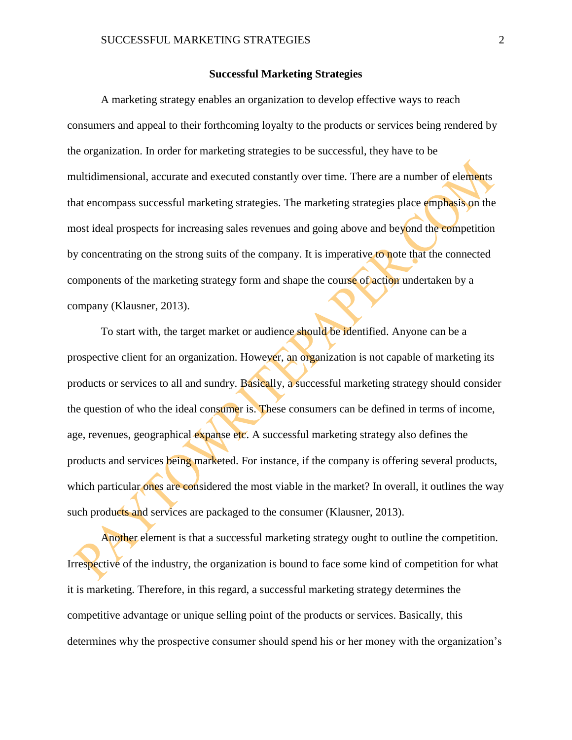**Successful Marketing Strategies**

A marketing strategy enables an organization to develop effective ways to reach consumers and appeal to their forthcoming loyalty to the products or services being rendered by the organization. In order for marketing strategies to be successful, they have to be multidimensional, accurate and executed constantly over time. There are a number of elements that encompass successful marketing strategies. The marketing strategies place emphasis on the most ideal prospects for increasing sales revenues and going above and beyond the competition by concentrating on the strong suits of the company. It is imperative to note that the connected components of the marketing strategy form and shape the course of action undertaken by a company (Klausner, 2013).

To start with, the target market or audience should be identified. Anyone can be a prospective client for an organization. However, an organization is not capable of marketing its products or services to all and sundry. Basically, a successful marketing strategy should consider the question of who the ideal consumer is. These consumers can be defined in terms of income, age, revenues, geographical expanse etc. A successful marketing strategy also defines the products and services being marketed. For instance, if the company is offering several products, which particular ones are considered the most viable in the market? In overall, it outlines the way such products and services are packaged to the consumer (Klausner, 2013).

Another element is that a successful marketing strategy ought to outline the competition. Irrespective of the industry, the organization is bound to face some kind of competition for what it is marketing. Therefore, in this regard, a successful marketing strategy determines the competitive advantage or unique selling point of the products or services. Basically, this determines why the prospective consumer should spend his or her money with the organization's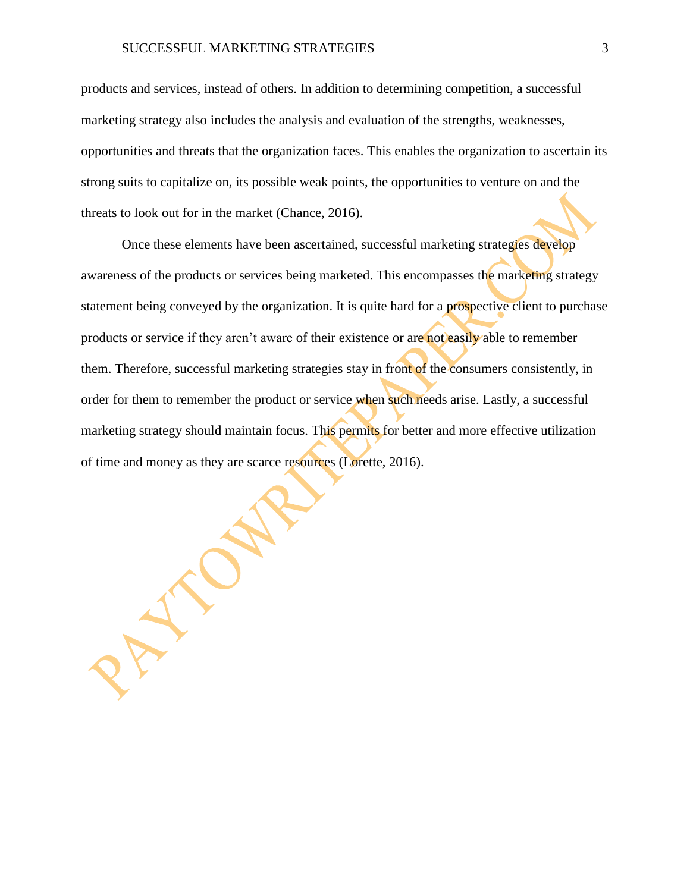products and services, instead of others. In addition to determining competition, a successful marketing strategy also includes the analysis and evaluation of the strengths, weaknesses, opportunities and threats that the organization faces. This enables the organization to ascertain its strong suits to capitalize on, its possible weak points, the opportunities to venture on and the threats to look out for in the market (Chance, 2016).

Once these elements have been ascertained, successful marketing strategies develop awareness of the products or services being marketed. This encompasses the marketing strategy statement being conveyed by the organization. It is quite hard for a prospective client to purchase products or service if they aren't aware of their existence or are not easily able to remember them. Therefore, successful marketing strategies stay in front of the consumers consistently, in order for them to remember the product or service when such needs arise. Lastly, a successful marketing strategy should maintain focus. This permits for better and more effective utilization of time and money as they are scarce resources (Lorette, 2016).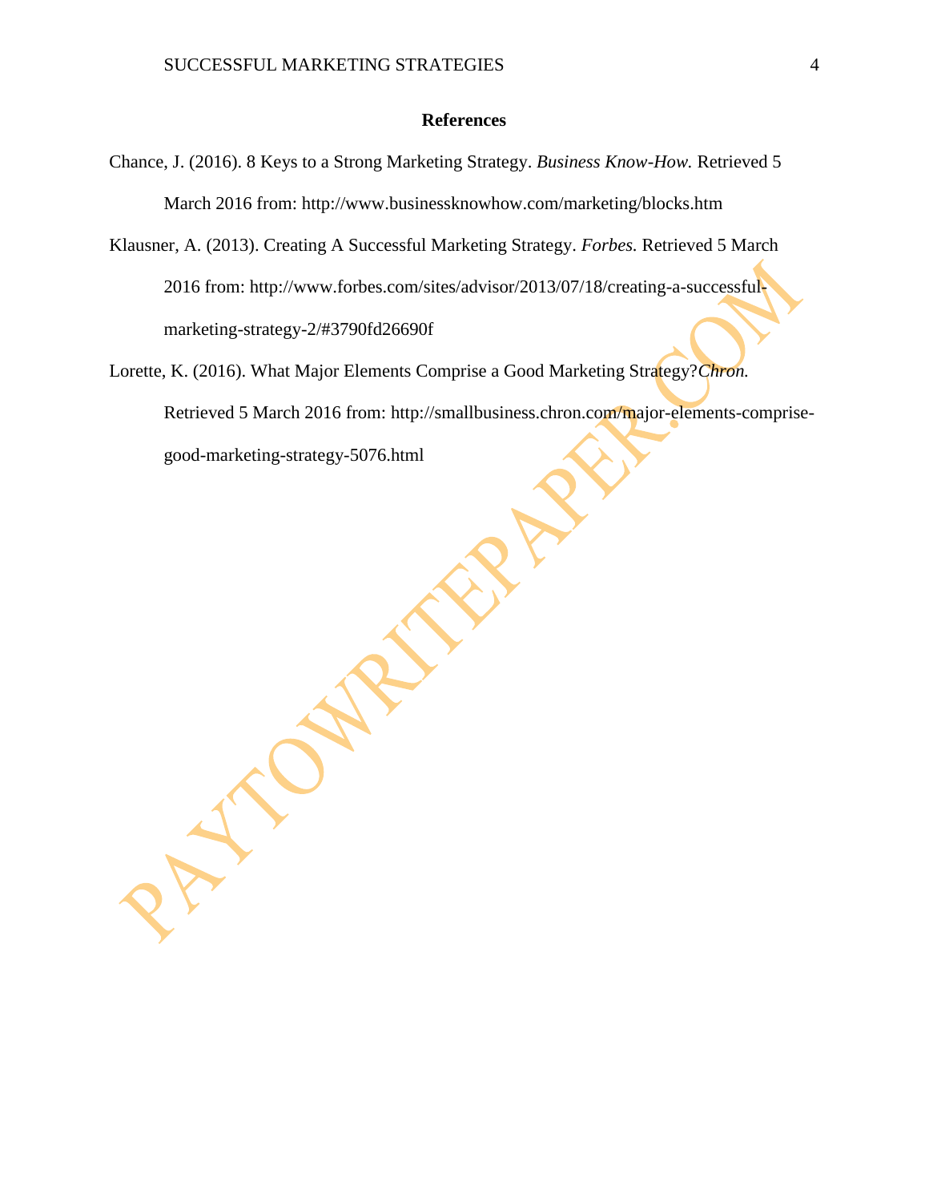## References

Chance, J. (2016). 8 Keys to a Strong Marketing Strategy. *Business Know-How.* Retrieved 5 March 2016 from: http://www.businessknowhow.com/marketing/blocks.htm

Klausner, A. (2013). Creating A Successful Marketing Strategy. *Forbes.* Retrieved 5 March 2016 from: http://www.forbes.com/sites/advisor/2013/07/18/creating-a-successful-marketing-strategy-2/#3790fd26690f

Lorette, K. (2016). What Major Elements Comprise a Good Marketing Strategy?*Chron.* Retrieved 5 March 2016 from: http://smallbusiness.chron.com/major-elements-comprise-good-marketing-strategy-5076.html